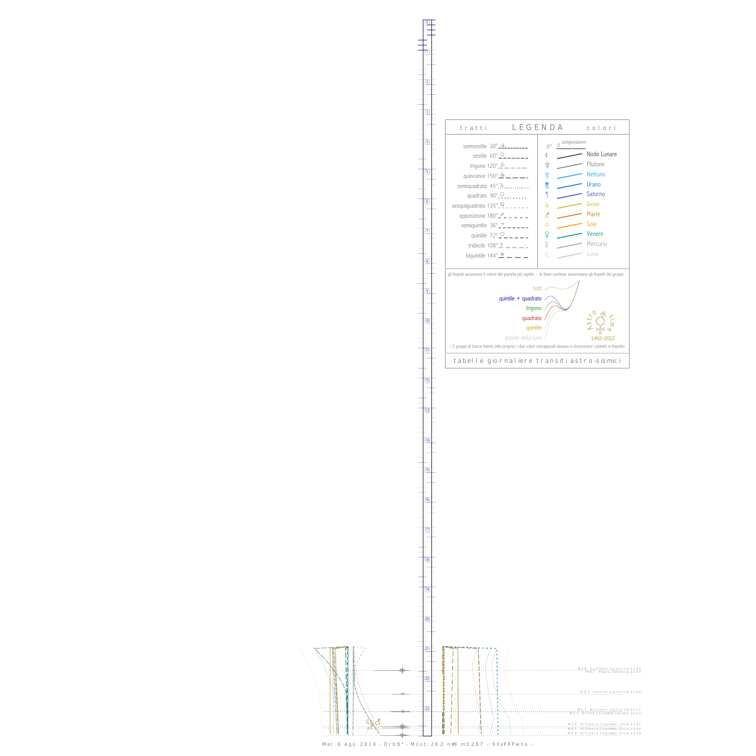# LEGENDA

tratti — colori

| tratti | | colori | |
|---|---|---|---|
| semisestile 30° | | 0° | congiunzione |
| sestile 60° | | ☊ | Nodo Lunare |
| trigono 120° | | ♇ | Plutone |
| quinconce 150° | | ♆ | Nettuno |
| semiquadrato 45° | | ♅ | Urano |
| quadrato 90° | | ♄ | Saturno |
| sesquiquadrato 135° | | ♃ | Giove |
| opposizione 180° | | ♂ | Marte |
| semiquintile 36° | | ☉ | Sole |
| quintile 72° | | ♀ | Venere |
| tridecile 108° | | ☿ | Mercurio |
| biquintile 144° | | ☾ | Luna |

gli Aspetti assumono il colore del pianeta più rapido - le linee continue assommano gli Aspetti dei gruppi:

- tutti
- quintile + quadrato
- trigono
- quadrato
- quintile
- aspetti della luna

Astro time 1992–2012

i 3 gruppi di tracce hanno stile proprio; i due colori sovrapposti aiutano a riconoscere i pianeti in Aspetto

tabelle giornaliere transiti astro-sismici

M:2.8 Southern California 21:49
M:4.7 Papua, Indonesia 21:49
M:2.3 Central California 22:36
M:2.1 Northern California 23:11
M:2.3 British Columbia, Canada 23:12
M:3.9 Offshore Coquimbo, Chile 23:41
M:2.1 Offshore Coquimbo, Chile 23:44
M:3.9 Offshore Coquimbo, Chile 23:59

Mer. 6 Ago. 2014 - Orb:9° - M.tot: 26.3 n#8 m:3.287 -: 9XxPRPwhx :-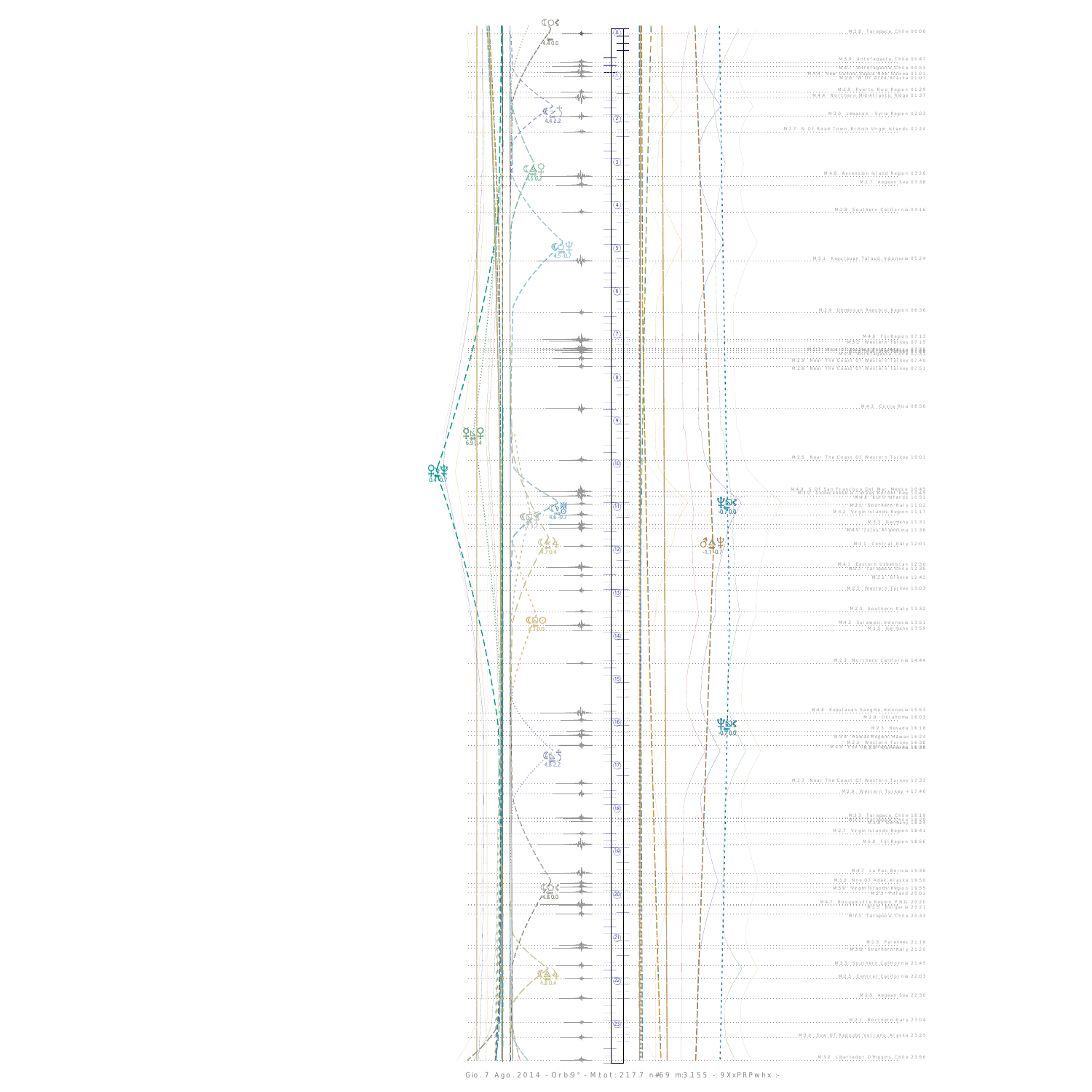M2.8 Tarapaca Chile 00:08
M3.0 Antofagasta Chile 00:47
M3.7 Antofagasta Chile 00:53
M4.4 New Guinea Papua New Guinea 01:01
M2.6 W Of Willa Alaska 01:07
M2.9 Puerto Rico Region 01:29
M4.6 Northern Mid-Atlantic Ridge 01:37
M3.0 Lebanon - Syria Region 02:03
M2.7 N Of Road Town British Virgin Islands 02:24
M4.8 Ascension Island Region 03:26
M2.7 Aegean Sea 03:38
M2.8 Southern California 04:16
M5.1 Kepulauan Talaud Indonesia 05:24
M2.9 Dominican Republic Region 06:36
M4.6 Fiji Region 07:13
M3.2 Western Turkey 07:15
M2.9 Antofagasta Chile 07:31
M2.9 Near The Coast Of Western Turkey 07:40
M2.5 Near The Coast Of Western Turkey 07:51
M4.3 Costa Rica 08:50
M2.5 Near The Coast Of Western Turkey 10:01
M4.9 S Of San Francisco Del Mar Mexico 10:45
M3.0 Dodecanese Is-Turkey Border Reg 10:45
M4.6 Kuril Islands 10:51
M2.1 Southern Italy 11:02
M3.2 Virgin Islands Region 11:17
M3.3 Germany 11:31
M4.0 Jujuy Argentina 11:36
M2.1 Central Italy 12:01
M4.1 Eastern Uzbekistan 12:30
M2.7 Tarapaca Chile 12:30
M2.1 Greece 12:42
M2.6 Western Turkey 13:03
M2.0 Southern Italy 13:32
M4.3 Sulawesi Indonesia 13:51
M3.5 Germany 13:59
M2.3 Northern California 14:44
M4.8 Kepulauan Sangihe Indonesia 15:53
M2.9 Oklahoma 16:03
M2.3 Nevada 16:18
M3.8 Hawaii Region Hawaii 16:24
M2.5 Western Turkey 16:38
M2.1 Northern California 16:39
M2.3 Near The Coast Of Western Turkey 17:31
M2.6 Western Turkey 17:46
M3.3 Tarapaca Chile 18:19
M2.9 Germany 18:24
M2.7 Virgin Islands Region 18:41
M5.0 Fiji Region 18:56
M4.7 La Paz Bolivia 19:36
M3.0 Nne Of Adak Alaska 19:50
M3.2 Virgin Islands Region 19:55
M2.9 Poland 20:02
M4.7 Bougainville Region P.N.G. 20:20
M2.5 Bulgaria 20:21
M3.1 Tarapaca Chile 20:33
M2.5 Pyrenees 21:16
M2.0 Southern Italy 21:20
M3.3 Southern California 21:45
M2.5 Central California 22:03
M2.5 Aegean Sea 22:30
M2.1 Northern Italy 23:04
M3.0 Ssw Of Redoubt Volcano Alaska 23:25
M3.0 Libertador O'Higgins Chile 23:56

Gio.7 Ago.2014 - Orb:9° - M.tot: 217.7 n#69 m:3.155 -: 9XxPRPwhx :-